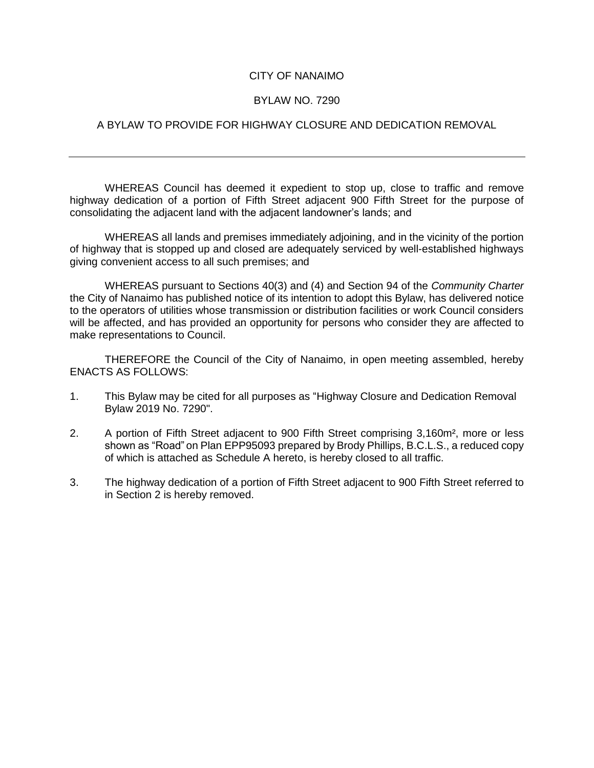CITY OF NANAIMO

BYLAW NO. 7290

A BYLAW TO PROVIDE FOR HIGHWAY CLOSURE AND DEDICATION REMOVAL

---

WHEREAS Council has deemed it expedient to stop up, close to traffic and remove highway dedication of a portion of Fifth Street adjacent 900 Fifth Street for the purpose of consolidating the adjacent land with the adjacent landowner's lands; and

WHEREAS all lands and premises immediately adjoining, and in the vicinity of the portion of highway that is stopped up and closed are adequately serviced by well-established highways giving convenient access to all such premises; and

WHEREAS pursuant to Sections 40(3) and (4) and Section 94 of the *Community Charter* the City of Nanaimo has published notice of its intention to adopt this Bylaw, has delivered notice to the operators of utilities whose transmission or distribution facilities or work Council considers will be affected, and has provided an opportunity for persons who consider they are affected to make representations to Council.

THEREFORE the Council of the City of Nanaimo, in open meeting assembled, hereby ENACTS AS FOLLOWS:

1. This Bylaw may be cited for all purposes as "Highway Closure and Dedication Removal Bylaw 2019 No. 7290".

2. A portion of Fifth Street adjacent to 900 Fifth Street comprising 3,160m², more or less shown as "Road" on Plan EPP95093 prepared by Brody Phillips, B.C.L.S., a reduced copy of which is attached as Schedule A hereto, is hereby closed to all traffic.

3. The highway dedication of a portion of Fifth Street adjacent to 900 Fifth Street referred to in Section 2 is hereby removed.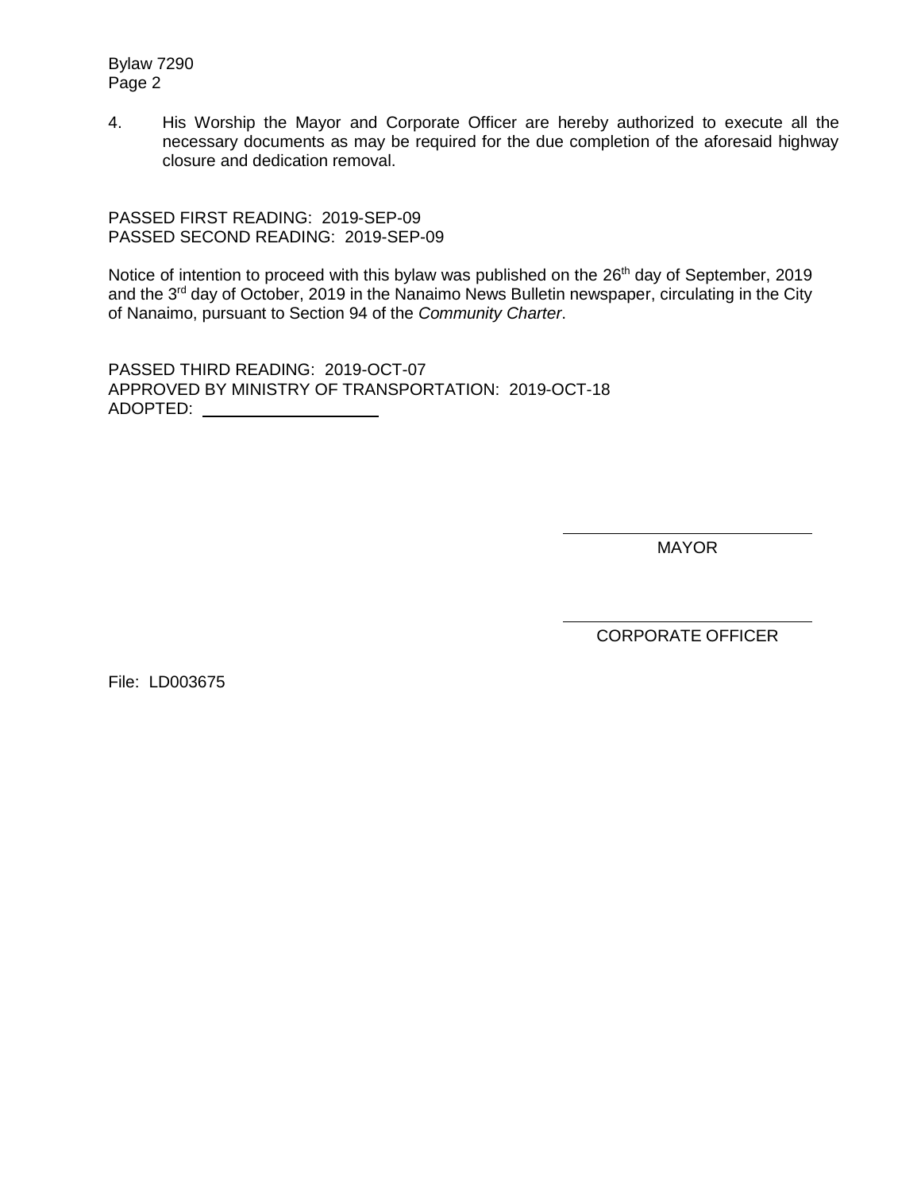4. His Worship the Mayor and Corporate Officer are hereby authorized to execute all the necessary documents as may be required for the due completion of the aforesaid highway closure and dedication removal.

PASSED FIRST READING: 2019-SEP-09
PASSED SECOND READING: 2019-SEP-09

Notice of intention to proceed with this bylaw was published on the 26th day of September, 2019 and the 3rd day of October, 2019 in the Nanaimo News Bulletin newspaper, circulating in the City of Nanaimo, pursuant to Section 94 of the *Community Charter*.

PASSED THIRD READING: 2019-OCT-07
APPROVED BY MINISTRY OF TRANSPORTATION: 2019-OCT-18
ADOPTED: ____________________

______________________________
MAYOR

______________________________
CORPORATE OFFICER

File: LD003675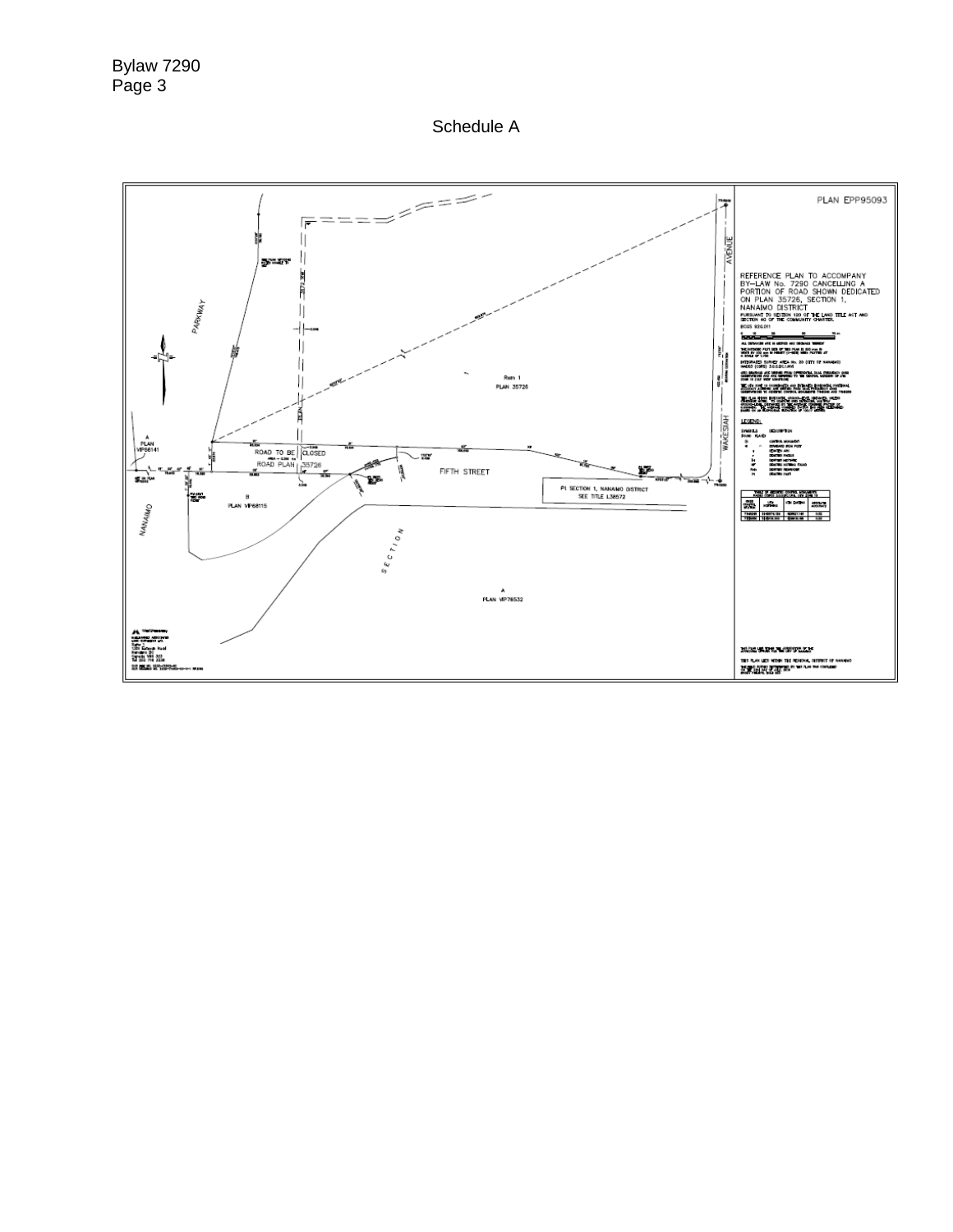# Schedule A

PLAN EPP95093

REFERENCE PLAN TO ACCOMPANY BY-LAW No. 7290 CANCELLING A PORTION OF ROAD SHOWN DEDICATED ON PLAN 35726, SECTION 1, NANAIMO DISTRICT

PURSUANT TO SECTION 120 OF THE LAND TITLE ACT AND SECTION 40 OF THE COMMUNITY CHARTER.

LEGEND:

PARKWAY

AVENUE

WAKESIAH

Rem 1
PLAN 35726

ROAD TO BE CLOSED
ROAD PLAN 35726

FIFTH STREET

A
PLAN VIP66141

B
PLAN VIP68115

PI SECTION 1, NANAIMO DISTRICT
SEE TITLE L38572

NANAIMO

SECTION

A
PLAN VIP76532

THIS PLAN LIES WITHIN THE REGIONAL DISTRICT OF NANAIMO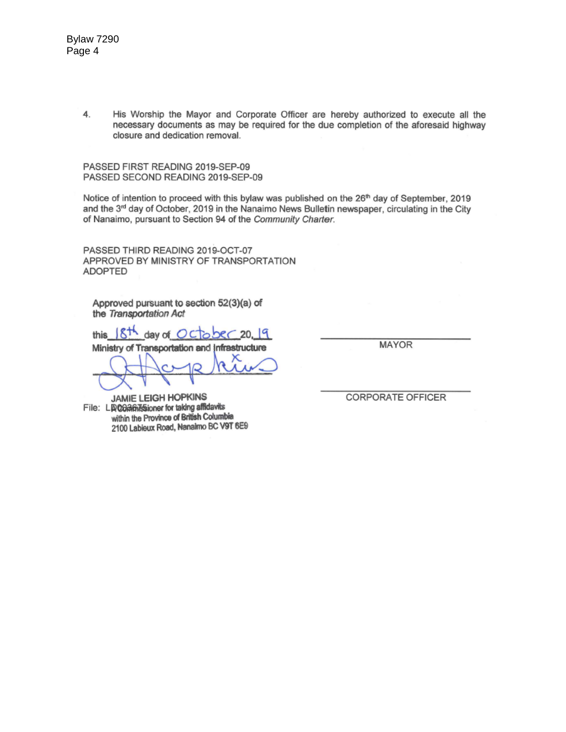4. His Worship the Mayor and Corporate Officer are hereby authorized to execute all the necessary documents as may be required for the due completion of the aforesaid highway closure and dedication removal.

PASSED FIRST READING 2019-SEP-09
PASSED SECOND READING 2019-SEP-09

Notice of intention to proceed with this bylaw was published on the 26th day of September, 2019 and the 3rd day of October, 2019 in the Nanaimo News Bulletin newspaper, circulating in the City of Nanaimo, pursuant to Section 94 of the *Community Charter*.

PASSED THIRD READING 2019-OCT-07
APPROVED BY MINISTRY OF TRANSPORTATION
ADOPTED

Approved pursuant to section 52(3)(a) of the *Transportation Act*

this 18th day of October 20 19
Ministry of Transportation and Infrastructure

JAMIE LEIGH HOPKINS
A Commissioner for taking affidavits
within the Province of British Columbia
2100 Labieux Road, Nanaimo BC V9T 6E9

File: LD003675

MAYOR

CORPORATE OFFICER